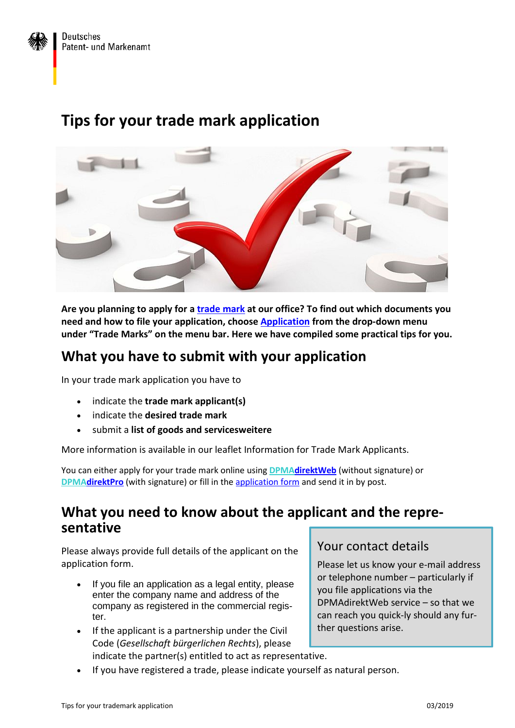# Tips for your trade mark application

**Are you planning to apply for a trade mark at our office? To find out which documents you need and how to file your application, choose Application from the drop-down menu under "Trade Marks" on the menu bar. Here we have compiled some practical tips for you.**

## What you have to submit with your application

In your trade mark application you have to

- indicate the **trade mark applicant(s)**
- indicate the **desired trade mark**
- submit a **list of goods and servicesweitere**

More information is available in our leaflet Information for Trade Mark Applicants.

You can either apply for your trade mark online using **DPMAdirektWeb** (without signature) or **DPMAdirektPro** (with signature) or fill in the application form and send it in by post.

## What you need to know about the applicant and the repre-sentative

Please always provide full details of the applicant on the application form.

- If you file an application as a legal entity, please enter the company name and address of the company as registered in the commercial regis-ter.
- If the applicant is a partnership under the Civil Code (*Gesellschaft bürgerlichen Rechts*), please indicate the partner(s) entitled to act as representative.
- If you have registered a trade, please indicate yourself as natural person.

### Your contact details

Please let us know your e-mail address or telephone number – particularly if you file applications via the DPMAdirektWeb service – so that we can reach you quick-ly should any fur-ther questions arise.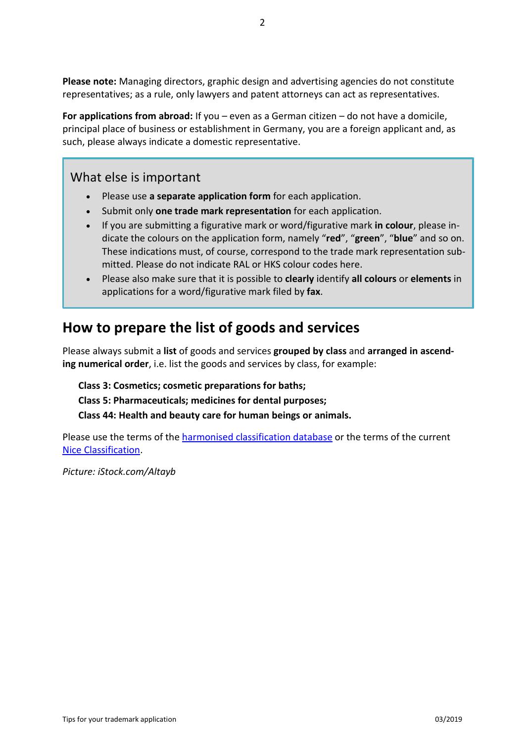**Please note:** Managing directors, graphic design and advertising agencies do not constitute representatives; as a rule, only lawyers and patent attorneys can act as representatives.

**For applications from abroad:** If you – even as a German citizen – do not have a domicile, principal place of business or establishment in Germany, you are a foreign applicant and, as such, please always indicate a domestic representative.

### What else is important

- Please use **a separate application form** for each application.
- Submit only **one trade mark representation** for each application.
- If you are submitting a figurative mark or word/figurative mark **in colour**, please indicate the colours on the application form, namely "**red**", "**green**", "**blue**" and so on. These indications must, of course, correspond to the trade mark representation submitted. Please do not indicate RAL or HKS colour codes here.
- Please also make sure that it is possible to **clearly** identify **all colours** or **elements** in applications for a word/figurative mark filed by **fax**.

## How to prepare the list of goods and services

Please always submit a **list** of goods and services **grouped by class** and **arranged in ascending numerical order**, i.e. list the goods and services by class, for example:

**Class 3: Cosmetics; cosmetic preparations for baths;**
**Class 5: Pharmaceuticals; medicines for dental purposes;**
**Class 44: Health and beauty care for human beings or animals.**

Please use the terms of the harmonised classification database or the terms of the current Nice Classification.

*Picture: iStock.com/Altayb*